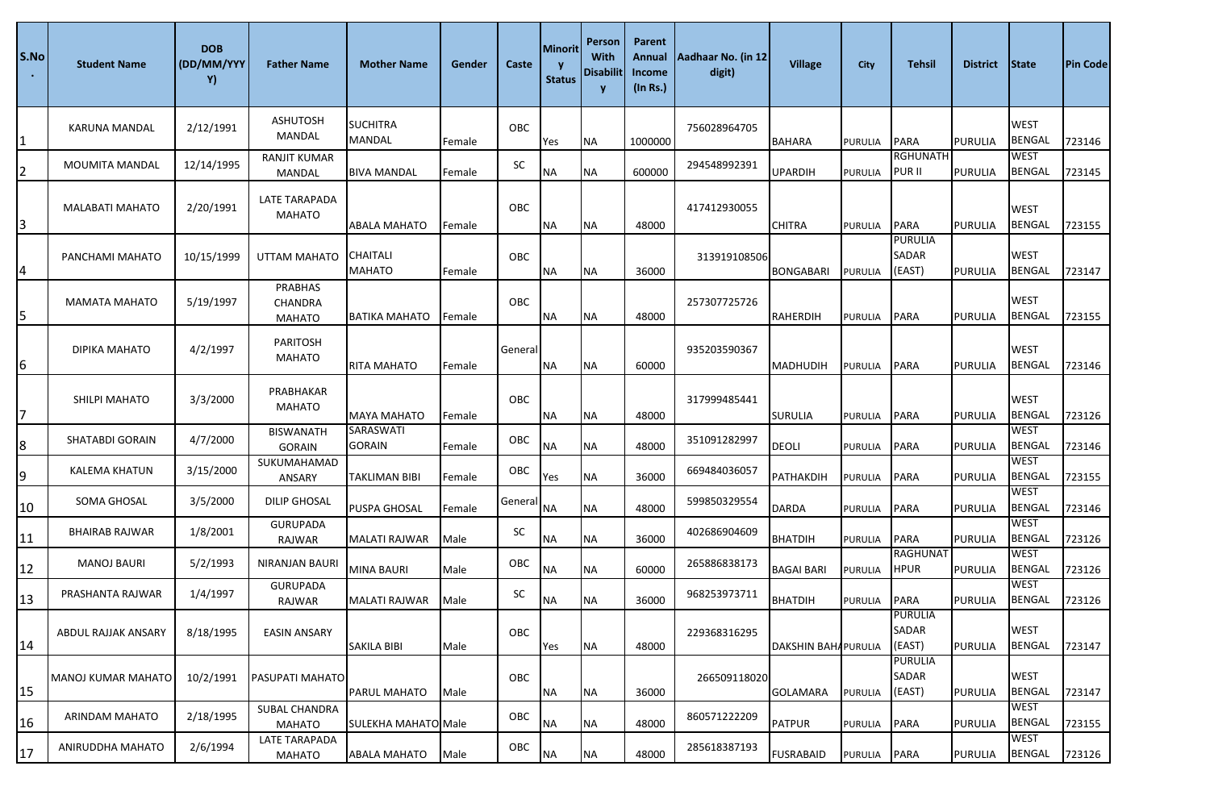| S.No. | Student Name | DOB (DD/MM/YYYY) | Father Name | Mother Name | Gender | Caste | Minority Status | Person With Disability | Parent Annual Income (In Rs.) | Aadhaar No. (in 12 digit) | Village | City | Tehsil | District | State | Pin Code |
|---|---|---|---|---|---|---|---|---|---|---|---|---|---|---|---|---|
| 1 | KARUNA MANDAL | 2/12/1991 | ASHUTOSH MANDAL | SUCHITRA MANDAL | Female | OBC | Yes | NA | 1000000 | 756028964705 | BAHARA | PURULIA | PARA | PURULIA | WEST BENGAL | 723146 |
| 2 | MOUMITA MANDAL | 12/14/1995 | RANJIT KUMAR MANDAL | BIVA MANDAL | Female | SC | NA | NA | 600000 | 294548992391 | UPARDIH | PURULIA | RGHUNATH PUR II | PURULIA | WEST BENGAL | 723145 |
| 3 | MALABATI MAHATO | 2/20/1991 | LATE TARAPADA MAHATO | ABALA MAHATO | Female | OBC | NA | NA | 48000 | 417412930055 | CHITRA | PURULIA | PARA | PURULIA | WEST BENGAL | 723155 |
| 4 | PANCHAMI MAHATO | 10/15/1999 | UTTAM MAHATO | CHAITALI MAHATO | Female | OBC | NA | NA | 36000 | 313919108506 | BONGABARI | PURULIA | PURULIA SADAR (EAST) | PURULIA | WEST BENGAL | 723147 |
| 5 | MAMATA MAHATO | 5/19/1997 | PRABHAS CHANDRA MAHATO | BATIKA MAHATO | Female | OBC | NA | NA | 48000 | 257307725726 | RAHERDIH | PURULIA | PARA | PURULIA | WEST BENGAL | 723155 |
| 6 | DIPIKA MAHATO | 4/2/1997 | PARITOSH MAHATO | RITA MAHATO | Female | General | NA | NA | 60000 | 935203590367 | MADHUDIH | PURULIA | PARA | PURULIA | WEST BENGAL | 723146 |
| 7 | SHILPI MAHATO | 3/3/2000 | PRABHAKAR MAHATO | MAYA MAHATO | Female | OBC | NA | NA | 48000 | 317999485441 | SURULIA | PURULIA | PARA | PURULIA | WEST BENGAL | 723126 |
| 8 | SHATABDI GORAIN | 4/7/2000 | BISWANATH GORAIN | SARASWATI GORAIN | Female | OBC | NA | NA | 48000 | 351091282997 | DEOLI | PURULIA | PARA | PURULIA | WEST BENGAL | 723146 |
| 9 | KALEMA KHATUN | 3/15/2000 | SUKUMAHAMAD ANSARY | TAKLIMAN BIBI | Female | OBC | Yes | NA | 36000 | 669484036057 | PATHAKDIH | PURULIA | PARA | PURULIA | WEST BENGAL | 723155 |
| 10 | SOMA GHOSAL | 3/5/2000 | DILIP GHOSAL | PUSPA GHOSAL | Female | General | NA | NA | 48000 | 599850329554 | DARDA | PURULIA | PARA | PURULIA | WEST BENGAL | 723146 |
| 11 | BHAIRAB RAJWAR | 1/8/2001 | GURUPADA RAJWAR | MALATI RAJWAR | Male | SC | NA | NA | 36000 | 402686904609 | BHATDIH | PURULIA | PARA | PURULIA | WEST BENGAL | 723126 |
| 12 | MANOJ BAURI | 5/2/1993 | NIRANJAN BAURI | MINA BAURI | Male | OBC | NA | NA | 60000 | 265886838173 | BAGAI BARI | PURULIA | RAGHUNATHPUR | PURULIA | WEST BENGAL | 723126 |
| 13 | PRASHANTA RAJWAR | 1/4/1997 | GURUPADA RAJWAR | MALATI RAJWAR | Male | SC | NA | NA | 36000 | 968253973711 | BHATDIH | PURULIA | PARA | PURULIA | WEST BENGAL | 723126 |
| 14 | ABDUL RAJJAK ANSARY | 8/18/1995 | EASIN ANSARY | SAKILA BIBI | Male | OBC | Yes | NA | 48000 | 229368316295 | DAKSHIN BAHA | PURULIA | PURULIA SADAR (EAST) | PURULIA | WEST BENGAL | 723147 |
| 15 | MANOJ KUMAR MAHATO | 10/2/1991 | PASUPATI MAHATO | PARUL MAHATO | Male | OBC | NA | NA | 36000 | 266509118020 | GOLAMARA | PURULIA | PURULIA SADAR (EAST) | PURULIA | WEST BENGAL | 723147 |
| 16 | ARINDAM MAHATO | 2/18/1995 | SUBAL CHANDRA MAHATO | SULEKHA MAHATO | Male | OBC | NA | NA | 48000 | 860571222209 | PATPUR | PURULIA | PARA | PURULIA | WEST BENGAL | 723155 |
| 17 | ANIRUDDHA MAHATO | 2/6/1994 | LATE TARAPADA MAHATO | ABALA MAHATO | Male | OBC | NA | NA | 48000 | 285618387193 | FUSRABAID | PURULIA | PARA | PURULIA | WEST BENGAL | 723126 |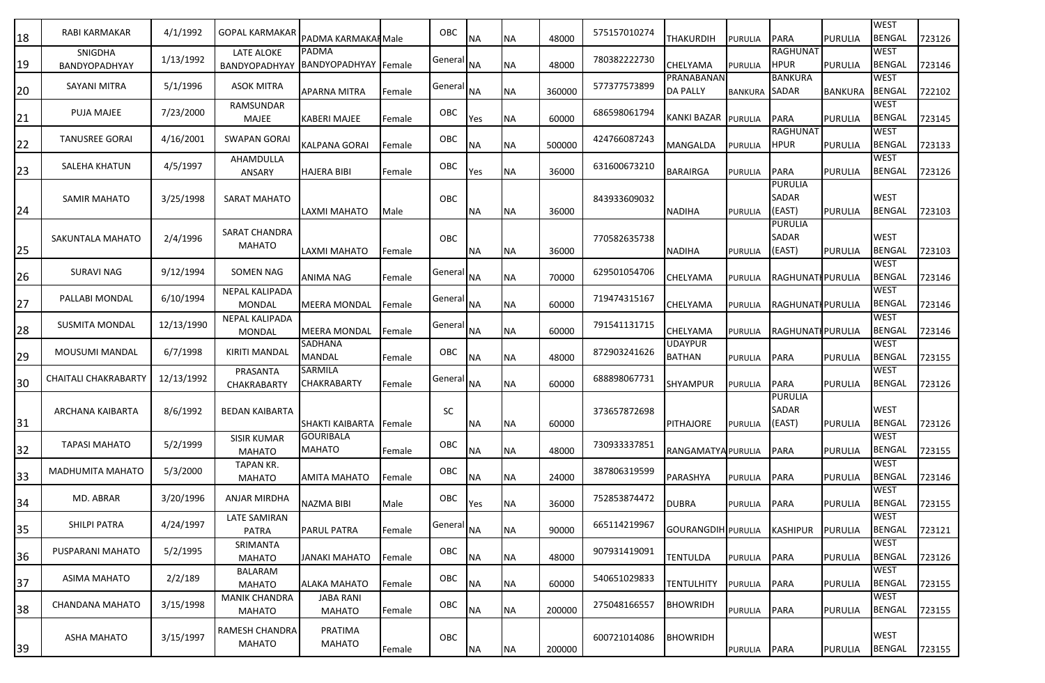| | | | | | | | | | | | | | | | | | |
|---|---|---|---|---|---|---|---|---|---|---|---|---|---|---|---|---|---|
| 18 | RABI KARMAKAR | 4/1/1992 | GOPAL KARMAKAR | PADMA KARMAKAR | Male | OBC | NA | NA | 48000 | 575157010274 | THAKURDIH | PURULIA | PARA | PURULIA | WEST BENGAL | 723126 |
| 19 | SNIGDHA BANDYOPADHYAY | 1/13/1992 | LATE ALOKE BANDYOPADHYAY | PADMA BANDYOPADHYAY | Female | General | NA | NA | 48000 | 780382222730 | CHELYAMA | PURULIA | RAGHUNATHPUR | PURULIA | WEST BENGAL | 723146 |
| 20 | SAYANI MITRA | 5/1/1996 | ASOK MITRA | APARNA MITRA | Female | General | NA | NA | 360000 | 577377573899 | PRANABANANDA PALLY | BANKURA | BANKURA SADAR | BANKURA | WEST BENGAL | 722102 |
| 21 | PUJA MAJEE | 7/23/2000 | RAMSUNDAR MAJEE | KABERI MAJEE | Female | OBC | Yes | NA | 60000 | 686598061794 | KANKI BAZAR | PURULIA | PARA | PURULIA | WEST BENGAL | 723145 |
| 22 | TANUSREE GORAI | 4/16/2001 | SWAPAN GORAI | KALPANA GORAI | Female | OBC | NA | NA | 500000 | 424766087243 | MANGALDA | PURULIA | RAGHUNATHPUR | PURULIA | WEST BENGAL | 723133 |
| 23 | SALEHA KHATUN | 4/5/1997 | AHAMDULLA ANSARY | HAJERA BIBI | Female | OBC | Yes | NA | 36000 | 631600673210 | BARAIRGA | PURULIA | PARA | PURULIA | WEST BENGAL | 723126 |
| 24 | SAMIR MAHATO | 3/25/1998 | SARAT MAHATO | LAXMI MAHATO | Male | OBC | NA | NA | 36000 | 843933609032 | NADIHA | PURULIA | PURULIA SADAR (EAST) | PURULIA | WEST BENGAL | 723103 |
| 25 | SAKUNTALA MAHATO | 2/4/1996 | SARAT CHANDRA MAHATO | LAXMI MAHATO | Female | OBC | NA | NA | 36000 | 770582635738 | NADIHA | PURULIA | PURULIA SADAR (EAST) | PURULIA | WEST BENGAL | 723103 |
| 26 | SURAVI NAG | 9/12/1994 | SOMEN NAG | ANIMA NAG | Female | General | NA | NA | 70000 | 629501054706 | CHELYAMA | PURULIA | RAGHUNATHPUR | PURULIA | WEST BENGAL | 723146 |
| 27 | PALLABI MONDAL | 6/10/1994 | NEPAL KALIPADA MONDAL | MEERA MONDAL | Female | General | NA | NA | 60000 | 719474315167 | CHELYAMA | PURULIA | RAGHUNATHPUR | PURULIA | WEST BENGAL | 723146 |
| 28 | SUSMITA MONDAL | 12/13/1990 | NEPAL KALIPADA MONDAL | MEERA MONDAL | Female | General | NA | NA | 60000 | 791541131715 | CHELYAMA | PURULIA | RAGHUNATHPUR | PURULIA | WEST BENGAL | 723146 |
| 29 | MOUSUMI MANDAL | 6/7/1998 | KIRITI MANDAL | SADHANA MANDAL | Female | OBC | NA | NA | 48000 | 872903241626 | UDAYPUR BATHAN | PURULIA | PARA | PURULIA | WEST BENGAL | 723155 |
| 30 | CHAITALI CHAKRABARTY | 12/13/1992 | PRASANTA CHAKRABARTY | SARMILA CHAKRABARTY | Female | General | NA | NA | 60000 | 688898067731 | SHYAMPUR | PURULIA | PARA | PURULIA | WEST BENGAL | 723126 |
| 31 | ARCHANA KAIBARTA | 8/6/1992 | BEDAN KAIBARTA | SHAKTI KAIBARTA | Female | SC | NA | NA | 60000 | 373657872698 | PITHAJORE | PURULIA | PURULIA SADAR (EAST) | PURULIA | WEST BENGAL | 723126 |
| 32 | TAPASI MAHATO | 5/2/1999 | SISIR KUMAR MAHATO | GOURIBALA MAHATO | Female | OBC | NA | NA | 48000 | 730933337851 | RANGAMATYA | PURULIA | PARA | PURULIA | WEST BENGAL | 723155 |
| 33 | MADHUMITA MAHATO | 5/3/2000 | TAPAN KR. MAHATO | AMITA MAHATO | Female | OBC | NA | NA | 24000 | 387806319599 | PARASHYA | PURULIA | PARA | PURULIA | WEST BENGAL | 723146 |
| 34 | MD. ABRAR | 3/20/1996 | ANJAR MIRDHA | NAZMA BIBI | Male | OBC | Yes | NA | 36000 | 752853874472 | DUBRA | PURULIA | PARA | PURULIA | WEST BENGAL | 723155 |
| 35 | SHILPI PATRA | 4/24/1997 | LATE SAMIRAN PATRA | PARUL PATRA | Female | General | NA | NA | 90000 | 665114219967 | GOURANGDIH | PURULIA | KASHIPUR | PURULIA | WEST BENGAL | 723121 |
| 36 | PUSPARANI MAHATO | 5/2/1995 | SRIMANTA MAHATO | JANAKI MAHATO | Female | OBC | NA | NA | 48000 | 907931419091 | TENTULDA | PURULIA | PARA | PURULIA | WEST BENGAL | 723126 |
| 37 | ASIMA MAHATO | 2/2/189 | BALARAM MAHATO | ALAKA MAHATO | Female | OBC | NA | NA | 60000 | 540651029833 | TENTULHITY | PURULIA | PARA | PURULIA | WEST BENGAL | 723155 |
| 38 | CHANDANA MAHATO | 3/15/1998 | MANIK CHANDRA MAHATO | JABA RANI MAHATO | Female | OBC | NA | NA | 200000 | 275048166557 | BHOWRIDH | PURULIA | PARA | PURULIA | WEST BENGAL | 723155 |
| 39 | ASHA MAHATO | 3/15/1997 | RAMESH CHANDRA MAHATO | PRATIMA MAHATO | Female | OBC | NA | NA | 200000 | 600721014086 | BHOWRIDH | PURULIA | PARA | PURULIA | WEST BENGAL | 723155 |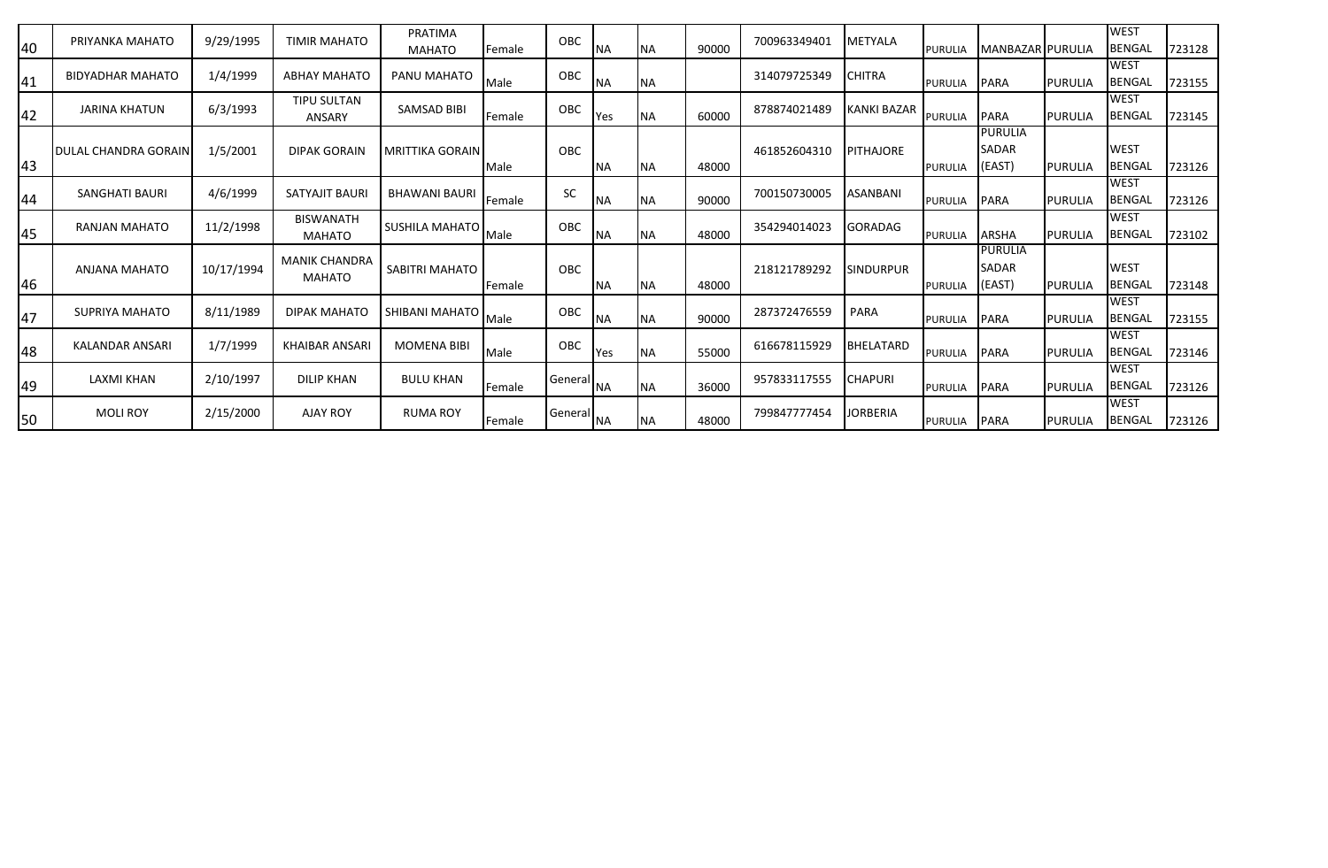| | | | | | | | | | | | | | | | | |
|---|---|---|---|---|---|---|---|---|---|---|---|---|---|---|---|---|
| 40 | PRIYANKA MAHATO | 9/29/1995 | TIMIR MAHATO | PRATIMA MAHATO | Female | OBC | NA | NA | 90000 | 700963349401 | METYALA | PURULIA | MANBAZAR | PURULIA | WEST BENGAL | 723128 |
| 41 | BIDYADHAR MAHATO | 1/4/1999 | ABHAY MAHATO | PANU MAHATO | Male | OBC | NA | NA | | 314079725349 | CHITRA | PURULIA | PARA | PURULIA | WEST BENGAL | 723155 |
| 42 | JARINA KHATUN | 6/3/1993 | TIPU SULTAN ANSARY | SAMSAD BIBI | Female | OBC | Yes | NA | 60000 | 878874021489 | KANKI BAZAR | PURULIA | PARA | PURULIA | WEST BENGAL | 723145 |
| 43 | DULAL CHANDRA GORAIN | 1/5/2001 | DIPAK GORAIN | MRITTIKA GORAIN | Male | OBC | NA | NA | 48000 | 461852604310 | PITHAJORE | PURULIA | PURULIA SADAR (EAST) | PURULIA | WEST BENGAL | 723126 |
| 44 | SANGHATI BAURI | 4/6/1999 | SATYAJIT BAURI | BHAWANI BAURI | Female | SC | NA | NA | 90000 | 700150730005 | ASANBANI | PURULIA | PARA | PURULIA | WEST BENGAL | 723126 |
| 45 | RANJAN MAHATO | 11/2/1998 | BISWANATH MAHATO | SUSHILA MAHATO | Male | OBC | NA | NA | 48000 | 354294014023 | GORADAG | PURULIA | ARSHA | PURULIA | WEST BENGAL | 723102 |
| 46 | ANJANA MAHATO | 10/17/1994 | MANIK CHANDRA MAHATO | SABITRI MAHATO | Female | OBC | NA | NA | 48000 | 218121789292 | SINDURPUR | PURULIA | PURULIA SADAR (EAST) | PURULIA | WEST BENGAL | 723148 |
| 47 | SUPRIYA MAHATO | 8/11/1989 | DIPAK MAHATO | SHIBANI MAHATO | Male | OBC | NA | NA | 90000 | 287372476559 | PARA | PURULIA | PARA | PURULIA | WEST BENGAL | 723155 |
| 48 | KALANDAR ANSARI | 1/7/1999 | KHAIBAR ANSARI | MOMENA BIBI | Male | OBC | Yes | NA | 55000 | 616678115929 | BHELATARD | PURULIA | PARA | PURULIA | WEST BENGAL | 723146 |
| 49 | LAXMI KHAN | 2/10/1997 | DILIP KHAN | BULU KHAN | Female | General | NA | NA | 36000 | 957833117555 | CHAPURI | PURULIA | PARA | PURULIA | WEST BENGAL | 723126 |
| 50 | MOLI ROY | 2/15/2000 | AJAY ROY | RUMA ROY | Female | General | NA | NA | 48000 | 799847777454 | JORBERIA | PURULIA | PARA | PURULIA | WEST BENGAL | 723126 |